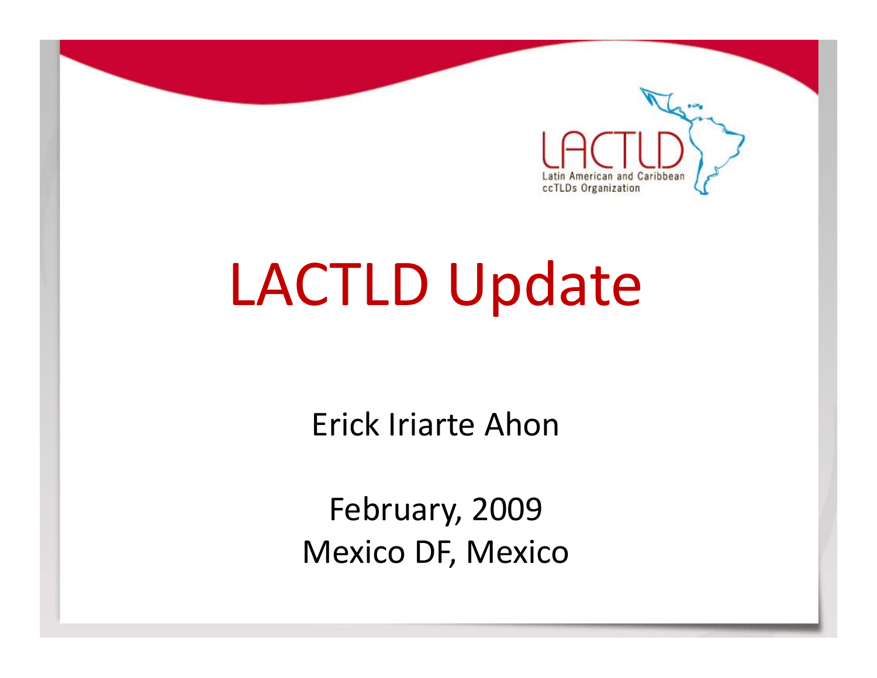LACTLD

Latin American and Caribbean ccTLDs Organization

# LACTLD Update

Erick Iriarte Ahon

February, 2009

Mexico DF, Mexico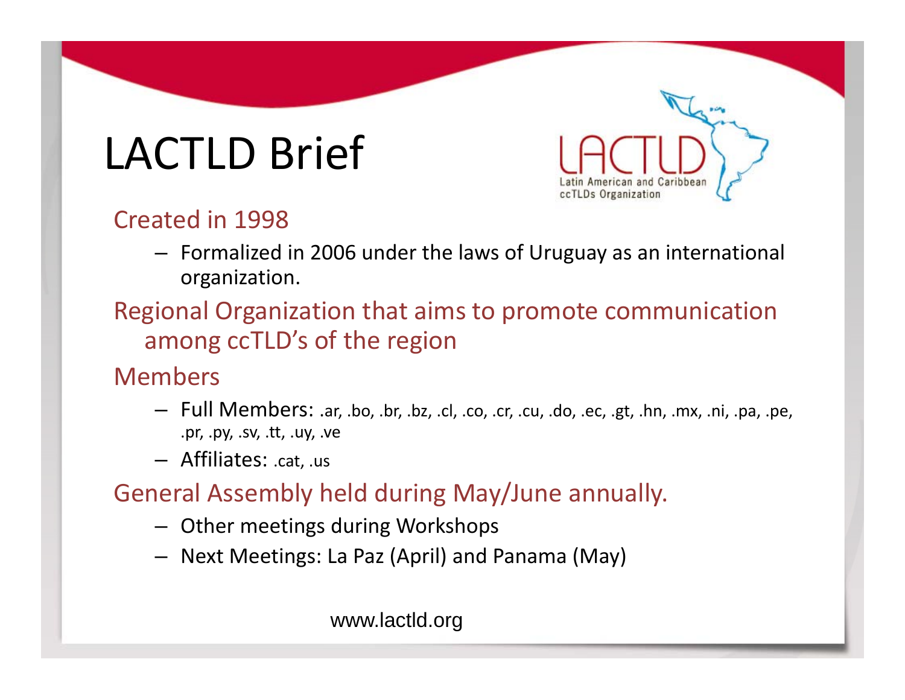# LACTLD Brief

Latin American and Caribbean ccTLDs Organization

- Created in 1998
  - Formalized in 2006 under the laws of Uruguay as an international organization.
- Regional Organization that aims to promote communication among ccTLD's of the region
- Members
  - Full Members: .ar, .bo, .br, .bz, .cl, .co, .cr, .cu, .do, .ec, .gt, .hn, .mx, .ni, .pa, .pe, .pr, .py, .sv, .tt, .uy, .ve
  - Affiliates: .cat, .us
- General Assembly held during May/June annually.
  - Other meetings during Workshops
  - Next Meetings: La Paz (April) and Panama (May)

www.lactld.org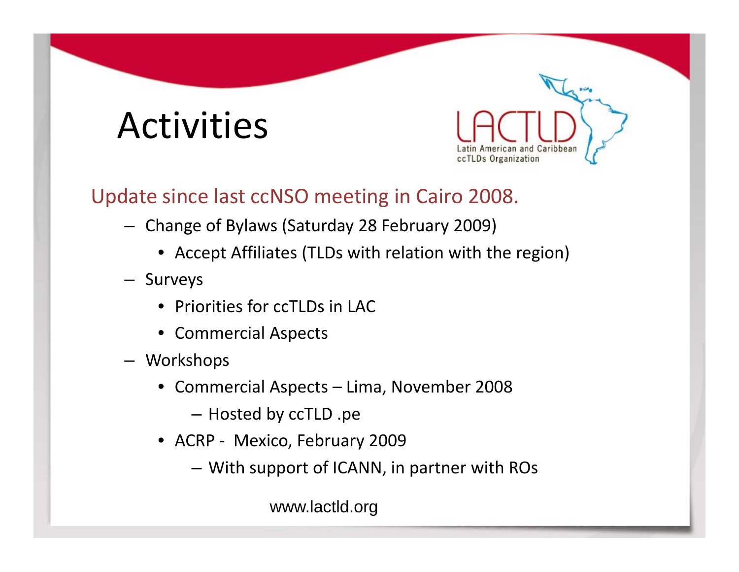# Activities

LACTLD
Latin American and Caribbean ccTLDs Organization

Update since last ccNSO meeting in Cairo 2008.

- Change of Bylaws (Saturday 28 February 2009)
  - Accept Affiliates (TLDs with relation with the region)
- Surveys
  - Priorities for ccTLDs in LAC
  - Commercial Aspects
- Workshops
  - Commercial Aspects – Lima, November 2008
    - Hosted by ccTLD .pe
  - ACRP - Mexico, February 2009
    - With support of ICANN, in partner with ROs

www.lactld.org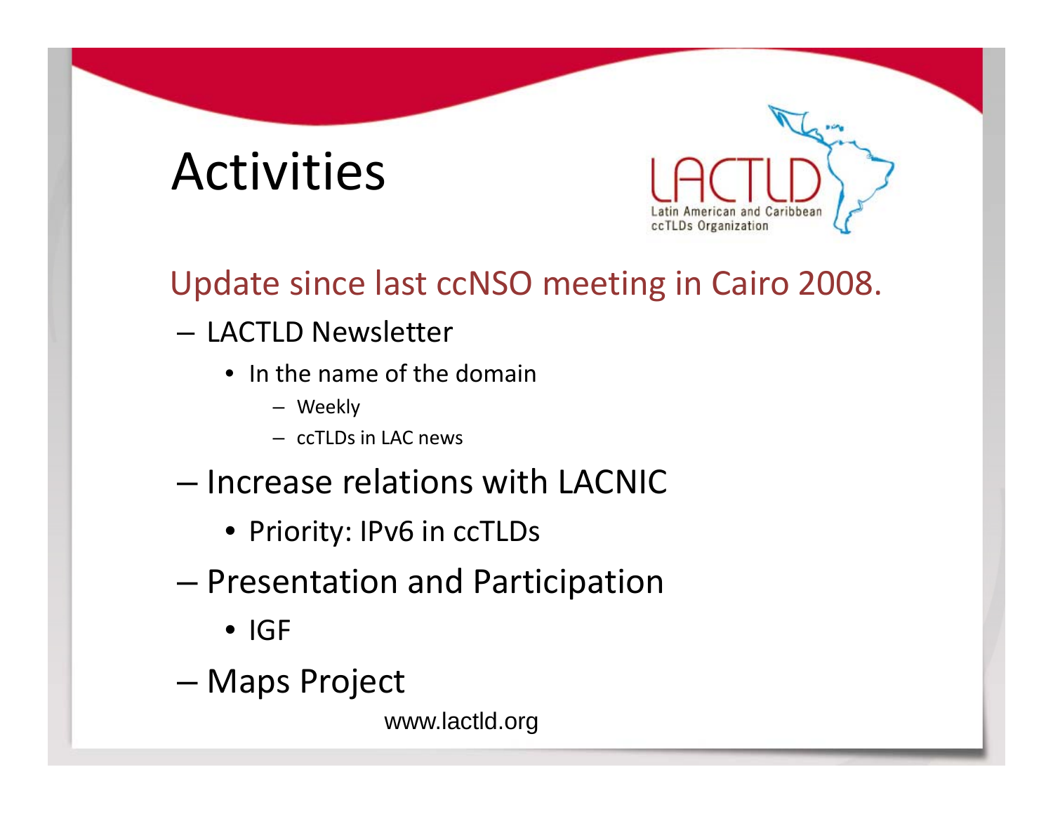# Activities

Latin American and Caribbean ccTLDs Organization

Update since last ccNSO meeting in Cairo 2008.

- LACTLD Newsletter
  - In the name of the domain
    - Weekly
    - ccTLDs in LAC news
- Increase relations with LACNIC
  - Priority: IPv6 in ccTLDs
- Presentation and Participation
  - IGF
- Maps Project

www.lactld.org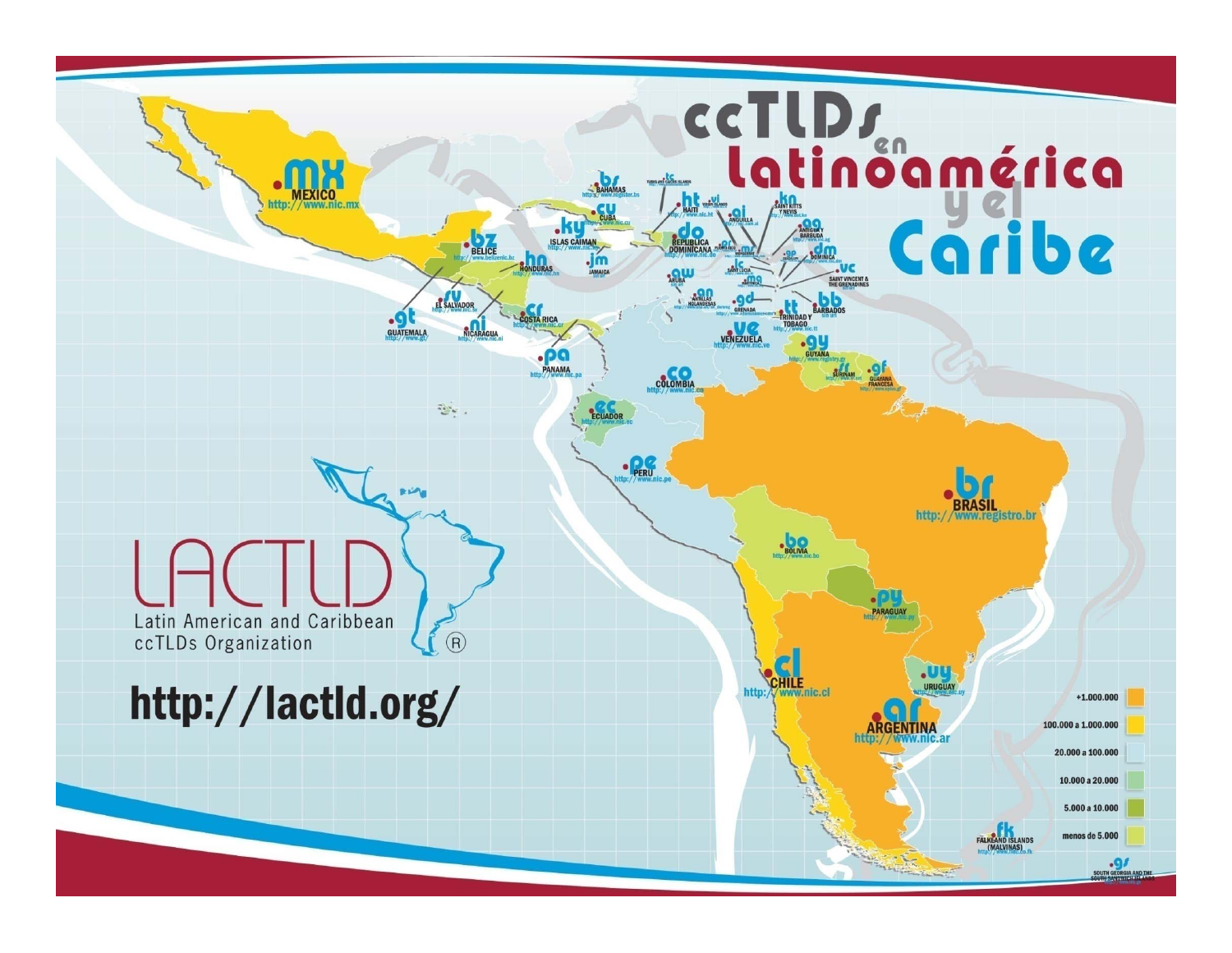# ccTLDs en Latinoamérica y el Caribe

LACTLD

Latin American and Caribbean ccTLDs Organization

http://lactld.org/

+1.000.000

100.000 a 1.000.000

20.000 a 100.000

10.000 a 20.000

5.000 a 10.000

menos de 5.000

.mx MEXICO http://www.nic.mx

.bz BELICE http://www.belizenic.bz

.gt GUATEMALA http://www.gt/

.sv EL SALVADOR http://www.nic.sv

.hn HONDURAS http://www.nic.hn

.ni NICARAGUA http://www.nic.ni

.cr COSTA RICA http://www.nic.cr

.pa PANAMA http://www.nic.pa

.bs BAHAMAS http://www.register.bs

.tc TURKS AND CAICOS ISLANDS

.cu CUBA http://www.nic.cu

.ky ISLAS CAIMAN http://www.nic.ky

.jm JAMAICA

.ht HAITI http://www.nic.ht

.vi

.do REPUBLICA DOMINICANA http://www.nic.do

.pr PUERTO RICO

.ai ANGUILLA

.kn SAINT KITTS Y NEVIS

.ag ANTIGUA Y BARBUDA

.ms MONTSERRAT

.gp

.dm DOMINICA

.vc SAINT VINCENT & THE GRENADINES

.lc SAINT LUCIA

.mq

.aw ARUBA

.an ANTILLAS HOLANDESAS

.gd GRENADA

.tt TRINIDAD Y TOBAGO http://www.nic.tt

.bb BARBADOS

.ve VENEZUELA http://www.nic.ve

.gy GUYANA http://www.registry.gy

.sr SURINAM

.gf GUAYANA FRANCESA

.co COLOMBIA http://www.nic.co

.ec ECUADOR http://www.nic.ec

.pe PERU http://www.nic.pe

.br BRASIL http://www.registro.br

.bo BOLIVIA http://www.nic.bo

.py PARAGUAY http://www.nic.py

.uy URUGUAY http://www.nic.uy

.cl CHILE http://www.nic.cl

.ar ARGENTINA http://www.nic.ar

.fk FALKLAND ISLANDS (MALVINAS) http://www.nic.co.fk

.gs SOUTH GEORGIA AND THE SOUTH SANDWICH ISLANDS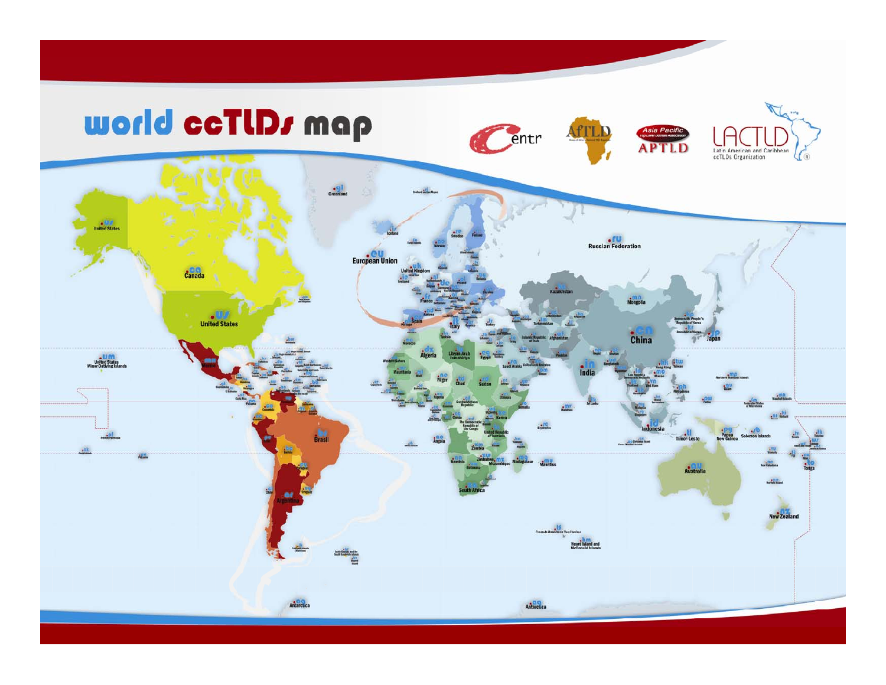# world ccTLDs map

entr

AfTLD

Asia Pacific
APTLD

LACTLD
Latin American and Caribbean ccTLDs Organization

.gl Greenland
.us United States
.ca Canada
.us United States
.mx Mexico
.um United States Minor Outlying Islands
.pf French Polynesia
.pn Pitcairn
.co Colombia
.br Brasil
.ar Argentina
.cl Chile
.aq Antarctica
.eu European Union
.is Iceland
.no Norway
.se Sweden
.fi Finland
.uk United Kingdom
.ie Ireland
.fr France
.es Spain
.it Italy
.tr Turkey
.ru Russian Federation
.kz Kazakhstan
.mn Mongolia
.cn China
.jp Japan
.in India
.af Afghanistan
.ir Islamic Republic of Iran
.sa Saudi Arabia
.dz Algeria
.ly Libyan Arab Jamahiriya
.eg Egypt
.ne Niger
.td Chad
.sd Sudan
.ng Nigeria
.et Ethiopia
.so Somalia
.ke Kenya
.cd The Democratic Republic of the Congo
.tz United Republic of Tanzania
.ao Angola
.zm Zambia
.zw Zimbabwe
.mz Mozambique
.mg Madagascar
.mu Mauritius
.na Namibia
.bw Botswana
.za South Africa
.id Indonesia
.tl Timor-Leste
.pg Papua New Guinea
.sb Solomon Islands
.au Australia
.nz New Zealand
.to Tonga
.tf French Southern Territories
.hm Heard Island and McDonald Islands
.aq Antarctica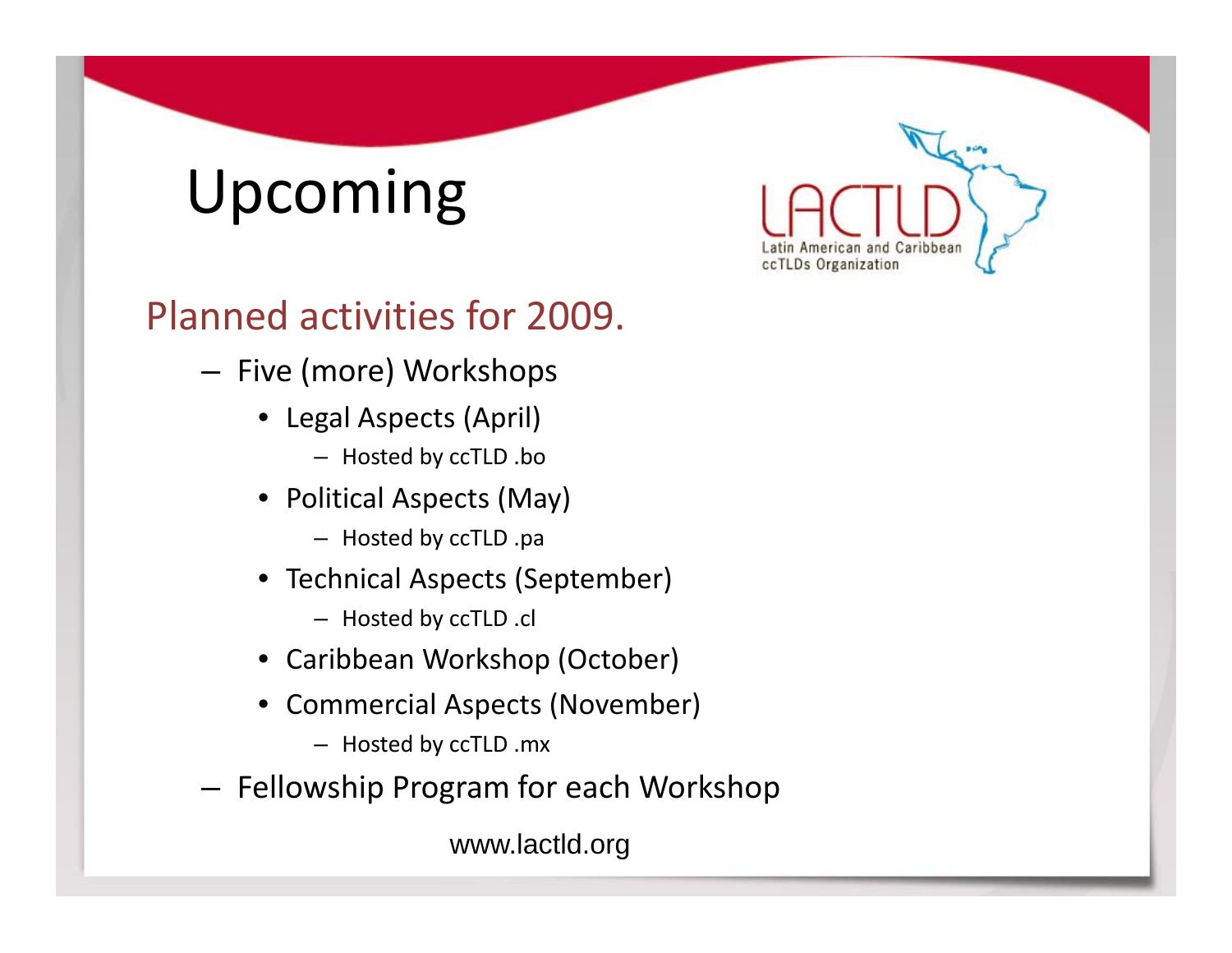# Upcoming

Latin American and Caribbean ccTLDs Organization

## Planned activities for 2009.

- Five (more) Workshops
  - Legal Aspects (April)
    - Hosted by ccTLD .bo
  - Political Aspects (May)
    - Hosted by ccTLD .pa
  - Technical Aspects (September)
    - Hosted by ccTLD .cl
  - Caribbean Workshop (October)
  - Commercial Aspects (November)
    - Hosted by ccTLD .mx
- Fellowship Program for each Workshop

www.lactld.org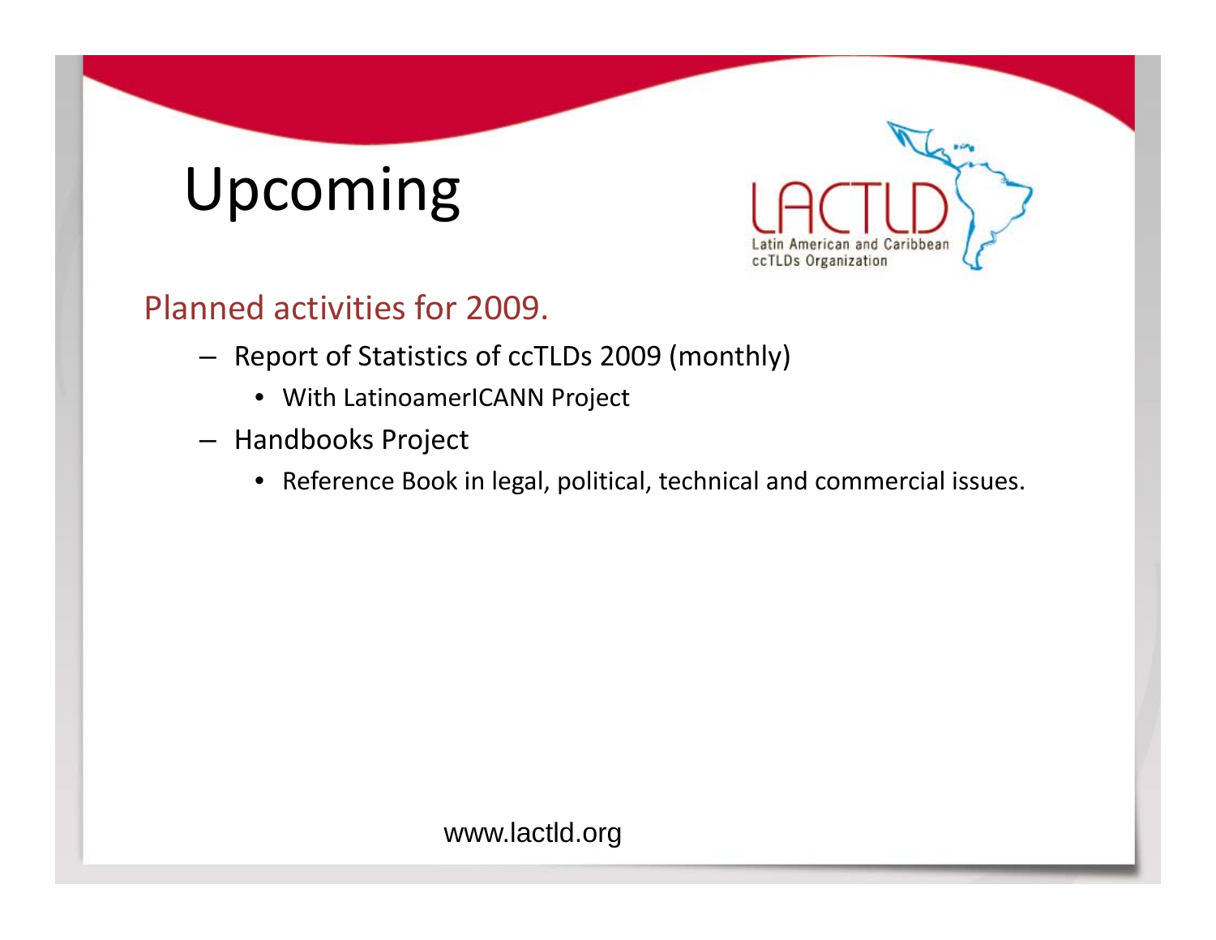# Upcoming

LACTLD
Latin American and Caribbean ccTLDs Organization

Planned activities for 2009.

- Report of Statistics of ccTLDs 2009 (monthly)
  - With LatinoamerICANN Project
- Handbooks Project
  - Reference Book in legal, political, technical and commercial issues.

www.lactld.org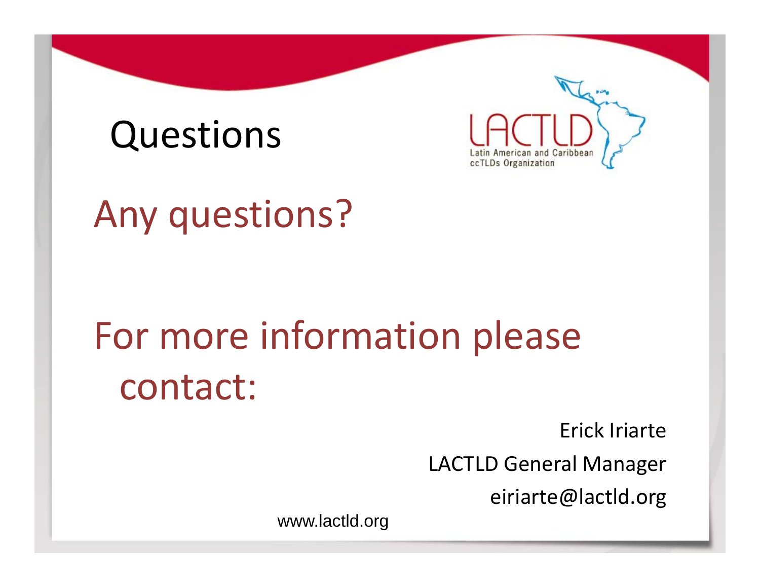# Questions

Latin American and Caribbean ccTLDs Organization

## Any questions?

## For more information please contact:

Erick Iriarte

LACTLD General Manager

eiriarte@lactld.org

www.lactld.org